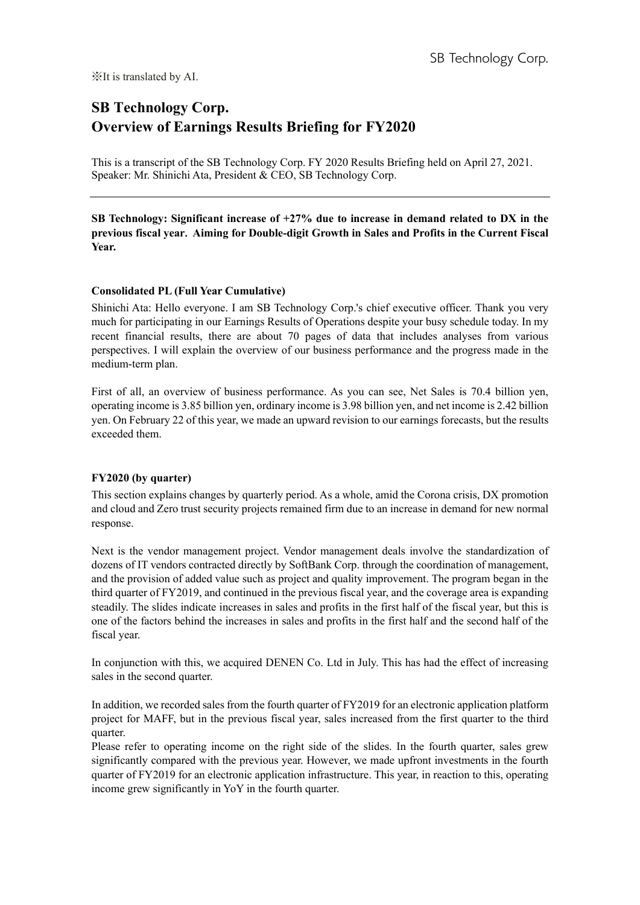※It is translated by AI.

# SB Technology Corp.
# Overview of Earnings Results Briefing for FY2020

This is a transcript of the SB Technology Corp. FY 2020 Results Briefing held on April 27, 2021.
Speaker: Mr. Shinichi Ata, President & CEO, SB Technology Corp.

---

**SB Technology: Significant increase of +27% due to increase in demand related to DX in the previous fiscal year. Aiming for Double-digit Growth in Sales and Profits in the Current Fiscal Year.**

### Consolidated PL (Full Year Cumulative)

Shinichi Ata: Hello everyone. I am SB Technology Corp.'s chief executive officer. Thank you very much for participating in our Earnings Results of Operations despite your busy schedule today. In my recent financial results, there are about 70 pages of data that includes analyses from various perspectives. I will explain the overview of our business performance and the progress made in the medium-term plan.

First of all, an overview of business performance. As you can see, Net Sales is 70.4 billion yen, operating income is 3.85 billion yen, ordinary income is 3.98 billion yen, and net income is 2.42 billion yen. On February 22 of this year, we made an upward revision to our earnings forecasts, but the results exceeded them.

### FY2020 (by quarter)

This section explains changes by quarterly period. As a whole, amid the Corona crisis, DX promotion and cloud and Zero trust security projects remained firm due to an increase in demand for new normal response.

Next is the vendor management project. Vendor management deals involve the standardization of dozens of IT vendors contracted directly by SoftBank Corp. through the coordination of management, and the provision of added value such as project and quality improvement. The program began in the third quarter of FY2019, and continued in the previous fiscal year, and the coverage area is expanding steadily. The slides indicate increases in sales and profits in the first half of the fiscal year, but this is one of the factors behind the increases in sales and profits in the first half and the second half of the fiscal year.

In conjunction with this, we acquired DENEN Co. Ltd in July. This has had the effect of increasing sales in the second quarter.

In addition, we recorded sales from the fourth quarter of FY2019 for an electronic application platform project for MAFF, but in the previous fiscal year, sales increased from the first quarter to the third quarter.
Please refer to operating income on the right side of the slides. In the fourth quarter, sales grew significantly compared with the previous year. However, we made upfront investments in the fourth quarter of FY2019 for an electronic application infrastructure. This year, in reaction to this, operating income grew significantly in YoY in the fourth quarter.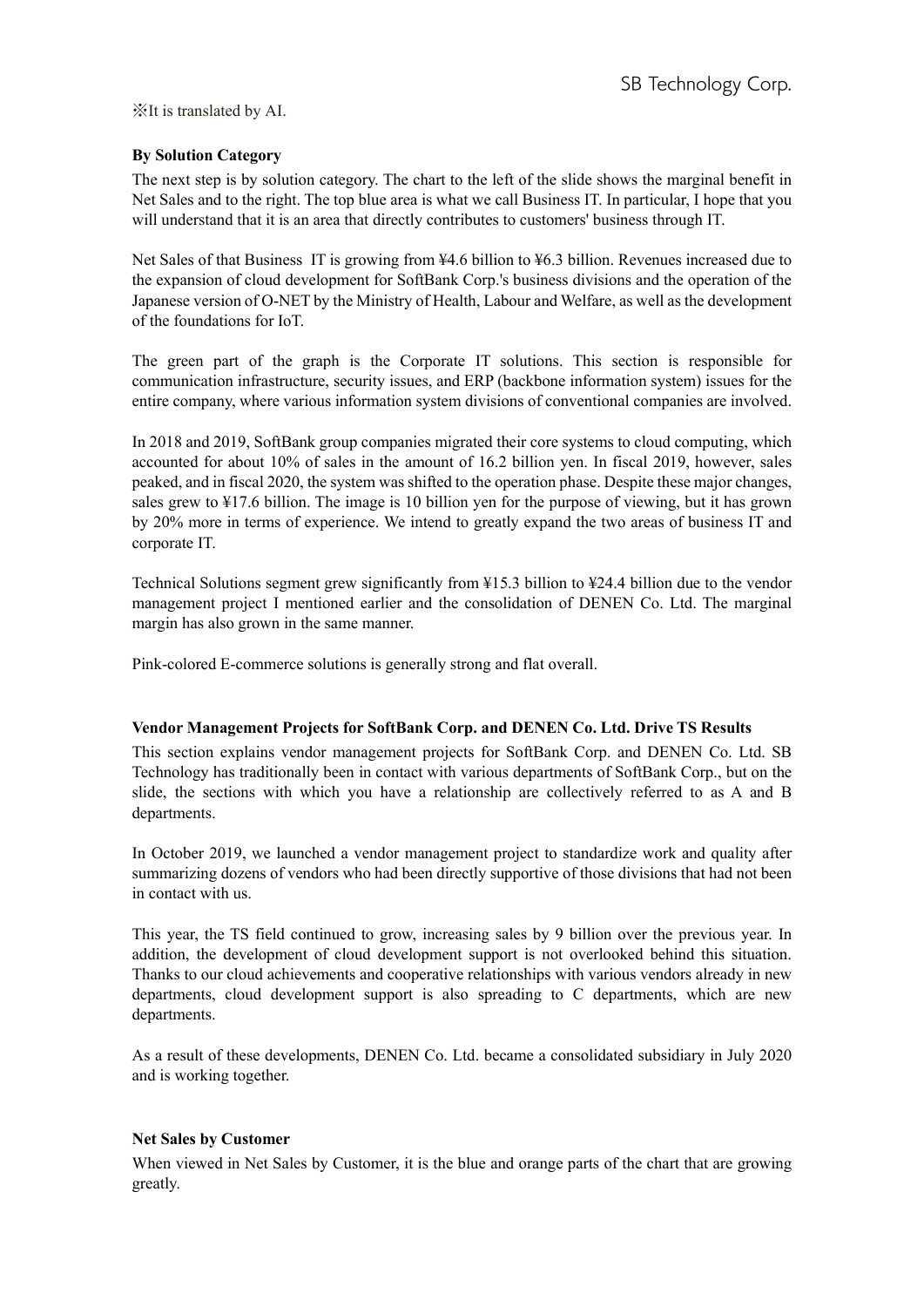※It is translated by AI.

**By Solution Category**

The next step is by solution category. The chart to the left of the slide shows the marginal benefit in Net Sales and to the right. The top blue area is what we call Business IT. In particular, I hope that you will understand that it is an area that directly contributes to customers' business through IT.

Net Sales of that Business IT is growing from ¥4.6 billion to ¥6.3 billion. Revenues increased due to the expansion of cloud development for SoftBank Corp.'s business divisions and the operation of the Japanese version of O-NET by the Ministry of Health, Labour and Welfare, as well as the development of the foundations for IoT.

The green part of the graph is the Corporate IT solutions. This section is responsible for communication infrastructure, security issues, and ERP (backbone information system) issues for the entire company, where various information system divisions of conventional companies are involved.

In 2018 and 2019, SoftBank group companies migrated their core systems to cloud computing, which accounted for about 10% of sales in the amount of 16.2 billion yen. In fiscal 2019, however, sales peaked, and in fiscal 2020, the system was shifted to the operation phase. Despite these major changes, sales grew to ¥17.6 billion. The image is 10 billion yen for the purpose of viewing, but it has grown by 20% more in terms of experience. We intend to greatly expand the two areas of business IT and corporate IT.

Technical Solutions segment grew significantly from ¥15.3 billion to ¥24.4 billion due to the vendor management project I mentioned earlier and the consolidation of DENEN Co. Ltd. The marginal margin has also grown in the same manner.

Pink-colored E-commerce solutions is generally strong and flat overall.

**Vendor Management Projects for SoftBank Corp. and DENEN Co. Ltd. Drive TS Results**

This section explains vendor management projects for SoftBank Corp. and DENEN Co. Ltd. SB Technology has traditionally been in contact with various departments of SoftBank Corp., but on the slide, the sections with which you have a relationship are collectively referred to as A and B departments.

In October 2019, we launched a vendor management project to standardize work and quality after summarizing dozens of vendors who had been directly supportive of those divisions that had not been in contact with us.

This year, the TS field continued to grow, increasing sales by 9 billion over the previous year. In addition, the development of cloud development support is not overlooked behind this situation. Thanks to our cloud achievements and cooperative relationships with various vendors already in new departments, cloud development support is also spreading to C departments, which are new departments.

As a result of these developments, DENEN Co. Ltd. became a consolidated subsidiary in July 2020 and is working together.

**Net Sales by Customer**

When viewed in Net Sales by Customer, it is the blue and orange parts of the chart that are growing greatly.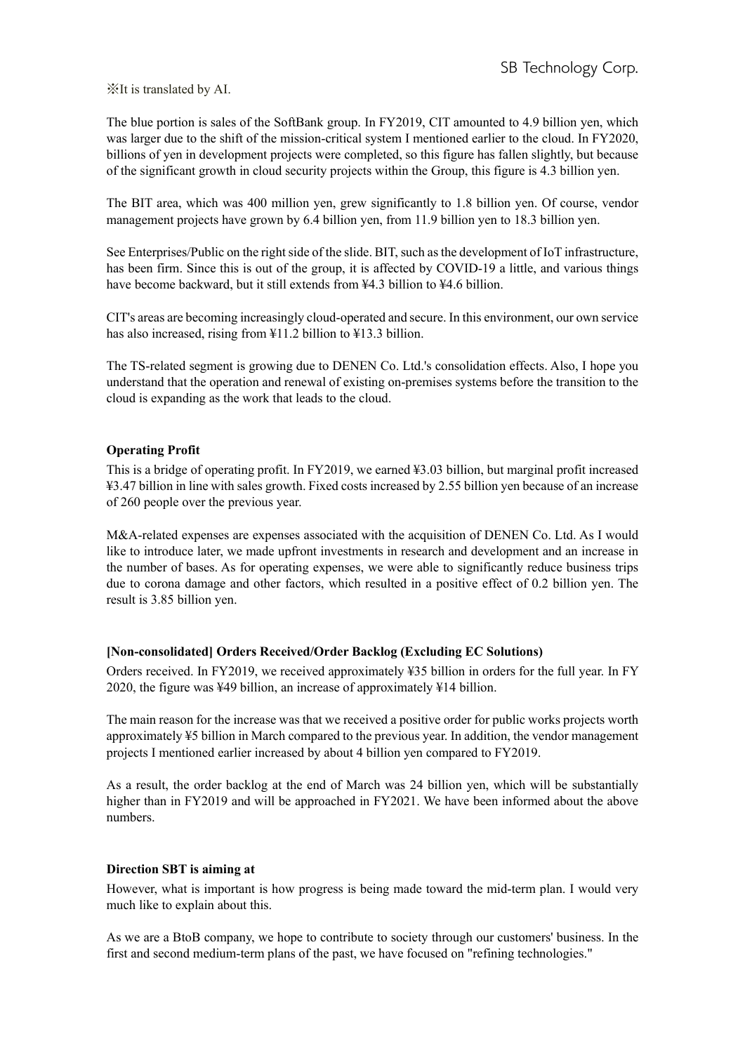※It is translated by AI.

The blue portion is sales of the SoftBank group. In FY2019, CIT amounted to 4.9 billion yen, which was larger due to the shift of the mission-critical system I mentioned earlier to the cloud. In FY2020, billions of yen in development projects were completed, so this figure has fallen slightly, but because of the significant growth in cloud security projects within the Group, this figure is 4.3 billion yen.

The BIT area, which was 400 million yen, grew significantly to 1.8 billion yen. Of course, vendor management projects have grown by 6.4 billion yen, from 11.9 billion yen to 18.3 billion yen.

See Enterprises/Public on the right side of the slide. BIT, such as the development of IoT infrastructure, has been firm. Since this is out of the group, it is affected by COVID-19 a little, and various things have become backward, but it still extends from ¥4.3 billion to ¥4.6 billion.

CIT's areas are becoming increasingly cloud-operated and secure. In this environment, our own service has also increased, rising from ¥11.2 billion to ¥13.3 billion.

The TS-related segment is growing due to DENEN Co. Ltd.'s consolidation effects. Also, I hope you understand that the operation and renewal of existing on-premises systems before the transition to the cloud is expanding as the work that leads to the cloud.

**Operating Profit**

This is a bridge of operating profit. In FY2019, we earned ¥3.03 billion, but marginal profit increased ¥3.47 billion in line with sales growth. Fixed costs increased by 2.55 billion yen because of an increase of 260 people over the previous year.

M&A-related expenses are expenses associated with the acquisition of DENEN Co. Ltd. As I would like to introduce later, we made upfront investments in research and development and an increase in the number of bases. As for operating expenses, we were able to significantly reduce business trips due to corona damage and other factors, which resulted in a positive effect of 0.2 billion yen. The result is 3.85 billion yen.

**[Non-consolidated] Orders Received/Order Backlog (Excluding EC Solutions)**

Orders received. In FY2019, we received approximately ¥35 billion in orders for the full year. In FY 2020, the figure was ¥49 billion, an increase of approximately ¥14 billion.

The main reason for the increase was that we received a positive order for public works projects worth approximately ¥5 billion in March compared to the previous year. In addition, the vendor management projects I mentioned earlier increased by about 4 billion yen compared to FY2019.

As a result, the order backlog at the end of March was 24 billion yen, which will be substantially higher than in FY2019 and will be approached in FY2021. We have been informed about the above numbers.

**Direction SBT is aiming at**

However, what is important is how progress is being made toward the mid-term plan. I would very much like to explain about this.

As we are a BtoB company, we hope to contribute to society through our customers' business. In the first and second medium-term plans of the past, we have focused on "refining technologies."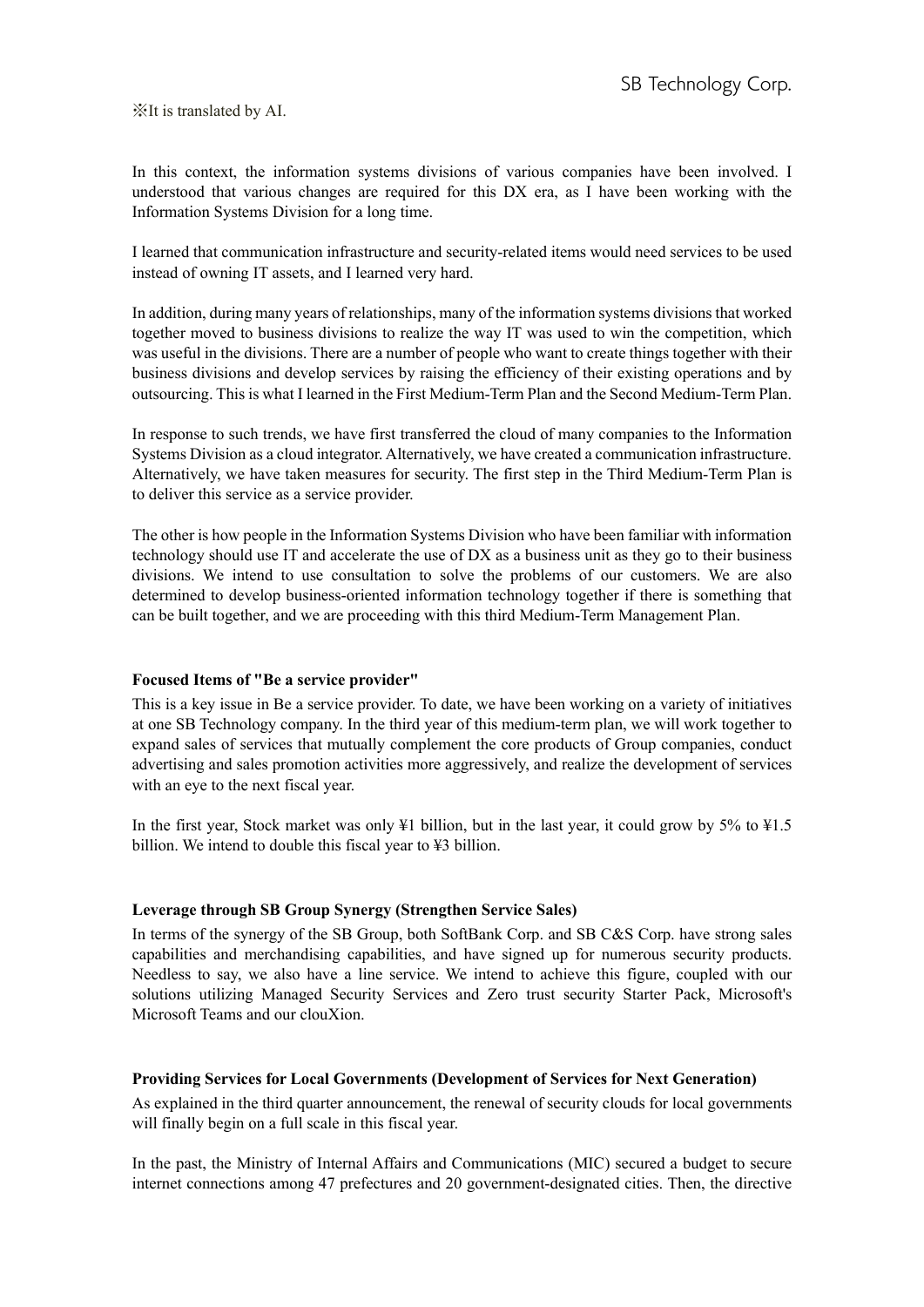※It is translated by AI.

In this context, the information systems divisions of various companies have been involved. I understood that various changes are required for this DX era, as I have been working with the Information Systems Division for a long time.

I learned that communication infrastructure and security-related items would need services to be used instead of owning IT assets, and I learned very hard.

In addition, during many years of relationships, many of the information systems divisions that worked together moved to business divisions to realize the way IT was used to win the competition, which was useful in the divisions. There are a number of people who want to create things together with their business divisions and develop services by raising the efficiency of their existing operations and by outsourcing. This is what I learned in the First Medium-Term Plan and the Second Medium-Term Plan.

In response to such trends, we have first transferred the cloud of many companies to the Information Systems Division as a cloud integrator. Alternatively, we have created a communication infrastructure. Alternatively, we have taken measures for security. The first step in the Third Medium-Term Plan is to deliver this service as a service provider.

The other is how people in the Information Systems Division who have been familiar with information technology should use IT and accelerate the use of DX as a business unit as they go to their business divisions. We intend to use consultation to solve the problems of our customers. We are also determined to develop business-oriented information technology together if there is something that can be built together, and we are proceeding with this third Medium-Term Management Plan.

**Focused Items of "Be a service provider"**

This is a key issue in Be a service provider. To date, we have been working on a variety of initiatives at one SB Technology company. In the third year of this medium-term plan, we will work together to expand sales of services that mutually complement the core products of Group companies, conduct advertising and sales promotion activities more aggressively, and realize the development of services with an eye to the next fiscal year.

In the first year, Stock market was only ¥1 billion, but in the last year, it could grow by 5% to ¥1.5 billion. We intend to double this fiscal year to ¥3 billion.

**Leverage through SB Group Synergy (Strengthen Service Sales)**

In terms of the synergy of the SB Group, both SoftBank Corp. and SB C&S Corp. have strong sales capabilities and merchandising capabilities, and have signed up for numerous security products. Needless to say, we also have a line service. We intend to achieve this figure, coupled with our solutions utilizing Managed Security Services and Zero trust security Starter Pack, Microsoft's Microsoft Teams and our clouXion.

**Providing Services for Local Governments (Development of Services for Next Generation)**

As explained in the third quarter announcement, the renewal of security clouds for local governments will finally begin on a full scale in this fiscal year.

In the past, the Ministry of Internal Affairs and Communications (MIC) secured a budget to secure internet connections among 47 prefectures and 20 government-designated cities. Then, the directive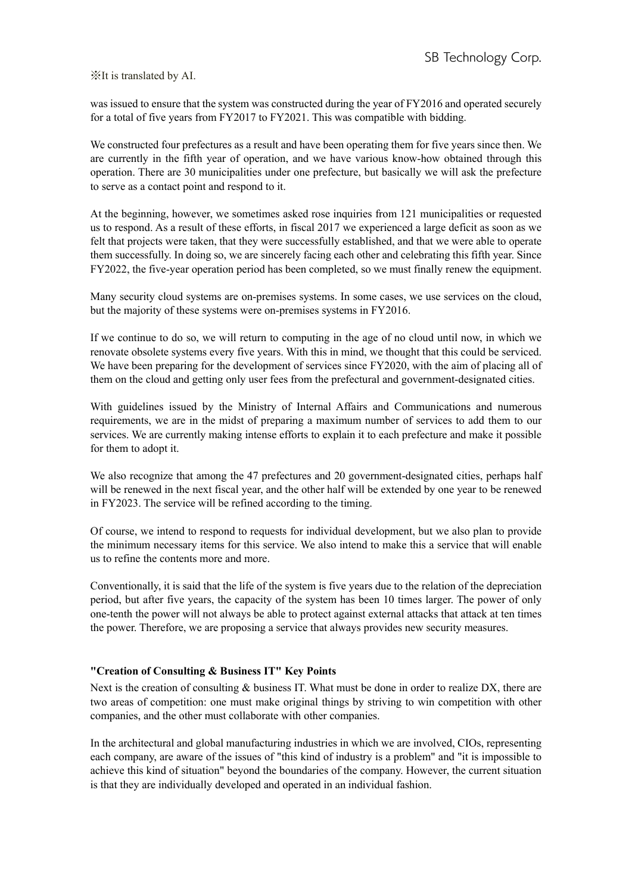※It is translated by AI.

was issued to ensure that the system was constructed during the year of FY2016 and operated securely for a total of five years from FY2017 to FY2021. This was compatible with bidding.

We constructed four prefectures as a result and have been operating them for five years since then. We are currently in the fifth year of operation, and we have various know-how obtained through this operation. There are 30 municipalities under one prefecture, but basically we will ask the prefecture to serve as a contact point and respond to it.

At the beginning, however, we sometimes asked rose inquiries from 121 municipalities or requested us to respond. As a result of these efforts, in fiscal 2017 we experienced a large deficit as soon as we felt that projects were taken, that they were successfully established, and that we were able to operate them successfully. In doing so, we are sincerely facing each other and celebrating this fifth year. Since FY2022, the five-year operation period has been completed, so we must finally renew the equipment.

Many security cloud systems are on-premises systems. In some cases, we use services on the cloud, but the majority of these systems were on-premises systems in FY2016.

If we continue to do so, we will return to computing in the age of no cloud until now, in which we renovate obsolete systems every five years. With this in mind, we thought that this could be serviced. We have been preparing for the development of services since FY2020, with the aim of placing all of them on the cloud and getting only user fees from the prefectural and government-designated cities.

With guidelines issued by the Ministry of Internal Affairs and Communications and numerous requirements, we are in the midst of preparing a maximum number of services to add them to our services. We are currently making intense efforts to explain it to each prefecture and make it possible for them to adopt it.

We also recognize that among the 47 prefectures and 20 government-designated cities, perhaps half will be renewed in the next fiscal year, and the other half will be extended by one year to be renewed in FY2023. The service will be refined according to the timing.

Of course, we intend to respond to requests for individual development, but we also plan to provide the minimum necessary items for this service. We also intend to make this a service that will enable us to refine the contents more and more.

Conventionally, it is said that the life of the system is five years due to the relation of the depreciation period, but after five years, the capacity of the system has been 10 times larger. The power of only one-tenth the power will not always be able to protect against external attacks that attack at ten times the power. Therefore, we are proposing a service that always provides new security measures.

**"Creation of Consulting & Business IT" Key Points**

Next is the creation of consulting & business IT. What must be done in order to realize DX, there are two areas of competition: one must make original things by striving to win competition with other companies, and the other must collaborate with other companies.

In the architectural and global manufacturing industries in which we are involved, CIOs, representing each company, are aware of the issues of "this kind of industry is a problem" and "it is impossible to achieve this kind of situation" beyond the boundaries of the company. However, the current situation is that they are individually developed and operated in an individual fashion.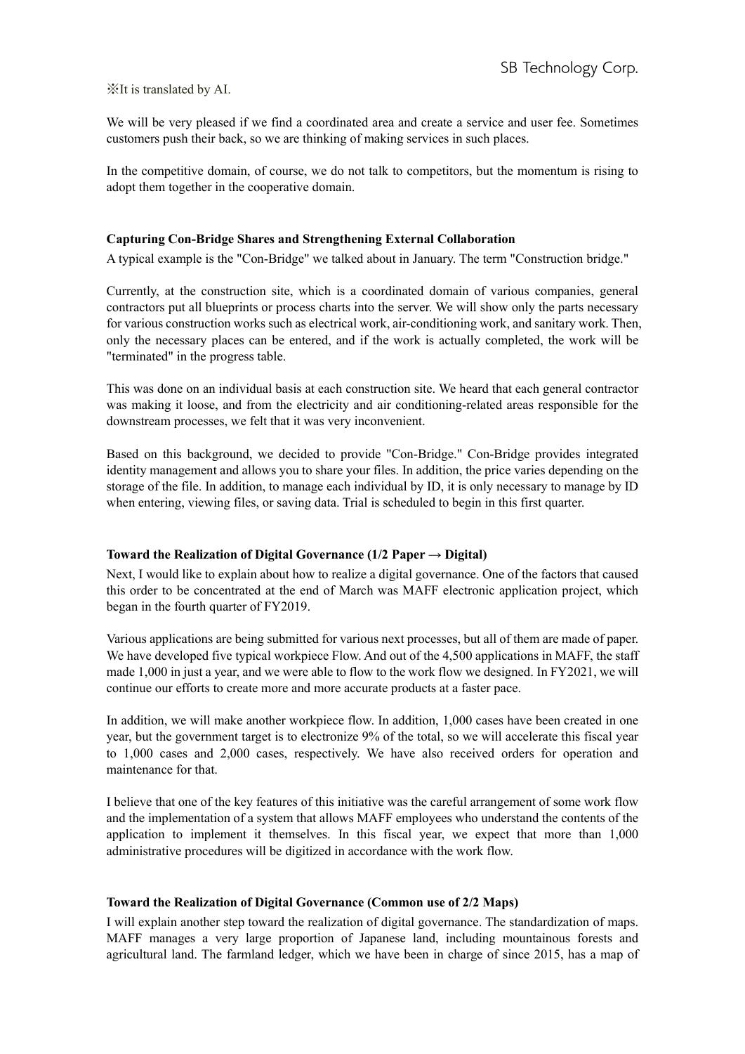※It is translated by AI.

We will be very pleased if we find a coordinated area and create a service and user fee. Sometimes customers push their back, so we are thinking of making services in such places.

In the competitive domain, of course, we do not talk to competitors, but the momentum is rising to adopt them together in the cooperative domain.

**Capturing Con-Bridge Shares and Strengthening External Collaboration**

A typical example is the "Con-Bridge" we talked about in January. The term "Construction bridge."

Currently, at the construction site, which is a coordinated domain of various companies, general contractors put all blueprints or process charts into the server. We will show only the parts necessary for various construction works such as electrical work, air-conditioning work, and sanitary work. Then, only the necessary places can be entered, and if the work is actually completed, the work will be "terminated" in the progress table.

This was done on an individual basis at each construction site. We heard that each general contractor was making it loose, and from the electricity and air conditioning-related areas responsible for the downstream processes, we felt that it was very inconvenient.

Based on this background, we decided to provide "Con-Bridge." Con-Bridge provides integrated identity management and allows you to share your files. In addition, the price varies depending on the storage of the file. In addition, to manage each individual by ID, it is only necessary to manage by ID when entering, viewing files, or saving data. Trial is scheduled to begin in this first quarter.

**Toward the Realization of Digital Governance (1/2 Paper → Digital)**

Next, I would like to explain about how to realize a digital governance. One of the factors that caused this order to be concentrated at the end of March was MAFF electronic application project, which began in the fourth quarter of FY2019.

Various applications are being submitted for various next processes, but all of them are made of paper. We have developed five typical workpiece Flow. And out of the 4,500 applications in MAFF, the staff made 1,000 in just a year, and we were able to flow to the work flow we designed. In FY2021, we will continue our efforts to create more and more accurate products at a faster pace.

In addition, we will make another workpiece flow. In addition, 1,000 cases have been created in one year, but the government target is to electronize 9% of the total, so we will accelerate this fiscal year to 1,000 cases and 2,000 cases, respectively. We have also received orders for operation and maintenance for that.

I believe that one of the key features of this initiative was the careful arrangement of some work flow and the implementation of a system that allows MAFF employees who understand the contents of the application to implement it themselves. In this fiscal year, we expect that more than 1,000 administrative procedures will be digitized in accordance with the work flow.

**Toward the Realization of Digital Governance (Common use of 2/2 Maps)**

I will explain another step toward the realization of digital governance. The standardization of maps. MAFF manages a very large proportion of Japanese land, including mountainous forests and agricultural land. The farmland ledger, which we have been in charge of since 2015, has a map of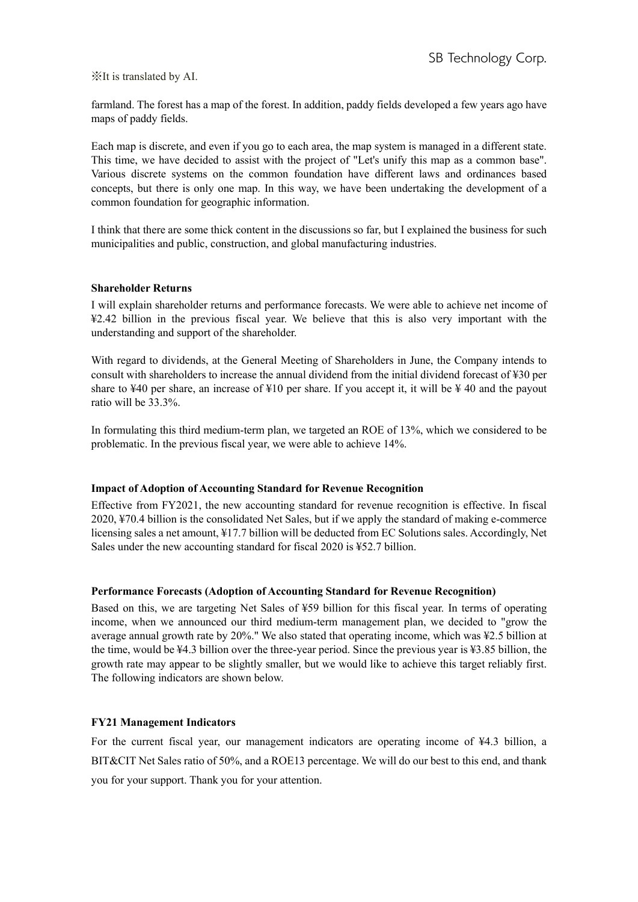※It is translated by AI.

farmland. The forest has a map of the forest. In addition, paddy fields developed a few years ago have maps of paddy fields.

Each map is discrete, and even if you go to each area, the map system is managed in a different state. This time, we have decided to assist with the project of "Let's unify this map as a common base". Various discrete systems on the common foundation have different laws and ordinances based concepts, but there is only one map. In this way, we have been undertaking the development of a common foundation for geographic information.

I think that there are some thick content in the discussions so far, but I explained the business for such municipalities and public, construction, and global manufacturing industries.

**Shareholder Returns**

I will explain shareholder returns and performance forecasts. We were able to achieve net income of ¥2.42 billion in the previous fiscal year. We believe that this is also very important with the understanding and support of the shareholder.

With regard to dividends, at the General Meeting of Shareholders in June, the Company intends to consult with shareholders to increase the annual dividend from the initial dividend forecast of ¥30 per share to ¥40 per share, an increase of ¥10 per share. If you accept it, it will be ¥ 40 and the payout ratio will be 33.3%.

In formulating this third medium-term plan, we targeted an ROE of 13%, which we considered to be problematic. In the previous fiscal year, we were able to achieve 14%.

**Impact of Adoption of Accounting Standard for Revenue Recognition**

Effective from FY2021, the new accounting standard for revenue recognition is effective. In fiscal 2020, ¥70.4 billion is the consolidated Net Sales, but if we apply the standard of making e-commerce licensing sales a net amount, ¥17.7 billion will be deducted from EC Solutions sales. Accordingly, Net Sales under the new accounting standard for fiscal 2020 is ¥52.7 billion.

**Performance Forecasts (Adoption of Accounting Standard for Revenue Recognition)**

Based on this, we are targeting Net Sales of ¥59 billion for this fiscal year. In terms of operating income, when we announced our third medium-term management plan, we decided to "grow the average annual growth rate by 20%." We also stated that operating income, which was ¥2.5 billion at the time, would be ¥4.3 billion over the three-year period. Since the previous year is ¥3.85 billion, the growth rate may appear to be slightly smaller, but we would like to achieve this target reliably first. The following indicators are shown below.

**FY21 Management Indicators**

For the current fiscal year, our management indicators are operating income of ¥4.3 billion, a BIT&CIT Net Sales ratio of 50%, and a ROE13 percentage. We will do our best to this end, and thank you for your support. Thank you for your attention.